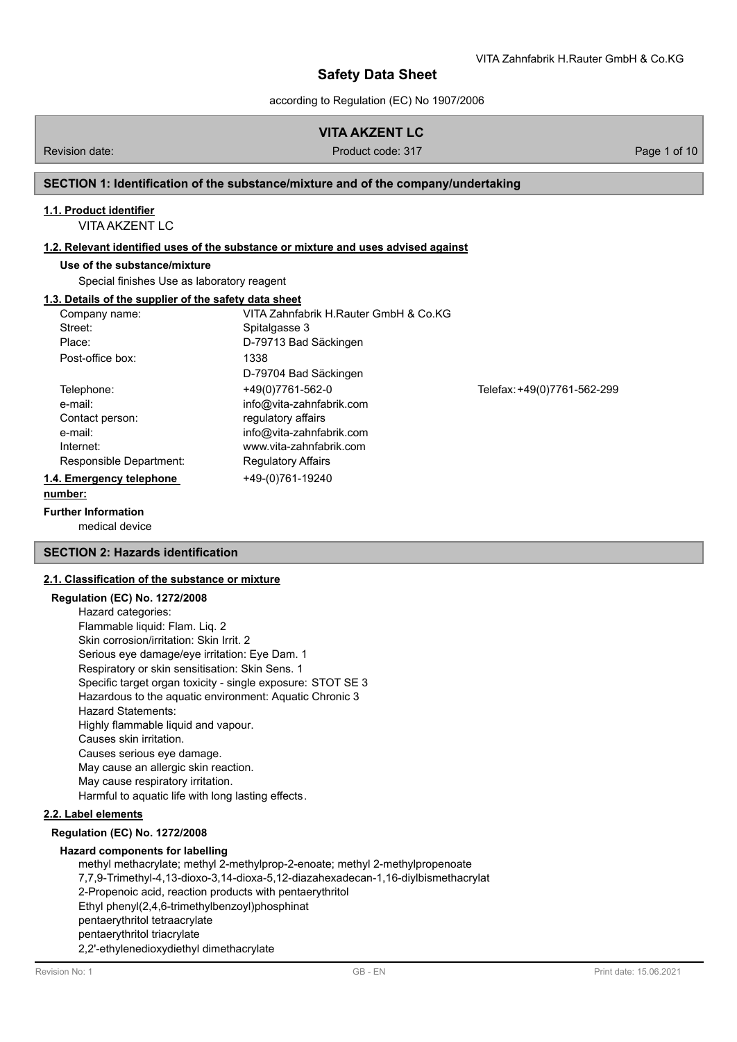# Safety Data Sheet

according to Regulation (EC) No 1907/2006

## VITA AKZENT LC

Revision date: | Product code: 317

## SECTION 1: Identification of the substance/mixture and of the company/undertaking

### 1.1. Product identifier

VITA AKZENT LC

### 1.2. Relevant identified uses of the substance or mixture and uses advised against

**Use of the substance/mixture**

Special finishes Use as laboratory reagent

### 1.3. Details of the supplier of the safety data sheet

| | | |
|---|---|---|
| Company name: | VITA Zahnfabrik H.Rauter GmbH & Co.KG | |
| Street: | Spitalgasse 3 | |
| Place: | D-79713 Bad Säckingen | |
| Post-office box: | 1338 | |
| | D-79704 Bad Säckingen | |
| Telephone: | +49(0)7761-562-0 | Telefax: +49(0)7761-562-299 |
| e-mail: | info@vita-zahnfabrik.com | |
| Contact person: | regulatory affairs | |
| e-mail: | info@vita-zahnfabrik.com | |
| Internet: | www.vita-zahnfabrik.com | |
| Responsible Department: | Regulatory Affairs | |

### 1.4. Emergency telephone number:

+49-(0)761-19240

**Further Information**

medical device

## SECTION 2: Hazards identification

### 2.1. Classification of the substance or mixture

**Regulation (EC) No. 1272/2008**

Hazard categories:
Flammable liquid: Flam. Liq. 2
Skin corrosion/irritation: Skin Irrit. 2
Serious eye damage/eye irritation: Eye Dam. 1
Respiratory or skin sensitisation: Skin Sens. 1
Specific target organ toxicity - single exposure: STOT SE 3
Hazardous to the aquatic environment: Aquatic Chronic 3
Hazard Statements:
Highly flammable liquid and vapour.
Causes skin irritation.
Causes serious eye damage.
May cause an allergic skin reaction.
May cause respiratory irritation.
Harmful to aquatic life with long lasting effects.

### 2.2. Label elements

**Regulation (EC) No. 1272/2008**

**Hazard components for labelling**

methyl methacrylate; methyl 2-methylprop-2-enoate; methyl 2-methylpropenoate
7,7,9-Trimethyl-4,13-dioxo-3,14-dioxa-5,12-diazahexadecan-1,16-diylbismethacrylat
2-Propenoic acid, reaction products with pentaerythritol
Ethyl phenyl(2,4,6-trimethylbenzoyl)phosphinat
pentaerythritol tetraacrylate
pentaerythritol triacrylate
2,2'-ethylenedioxydiethyl dimethacrylate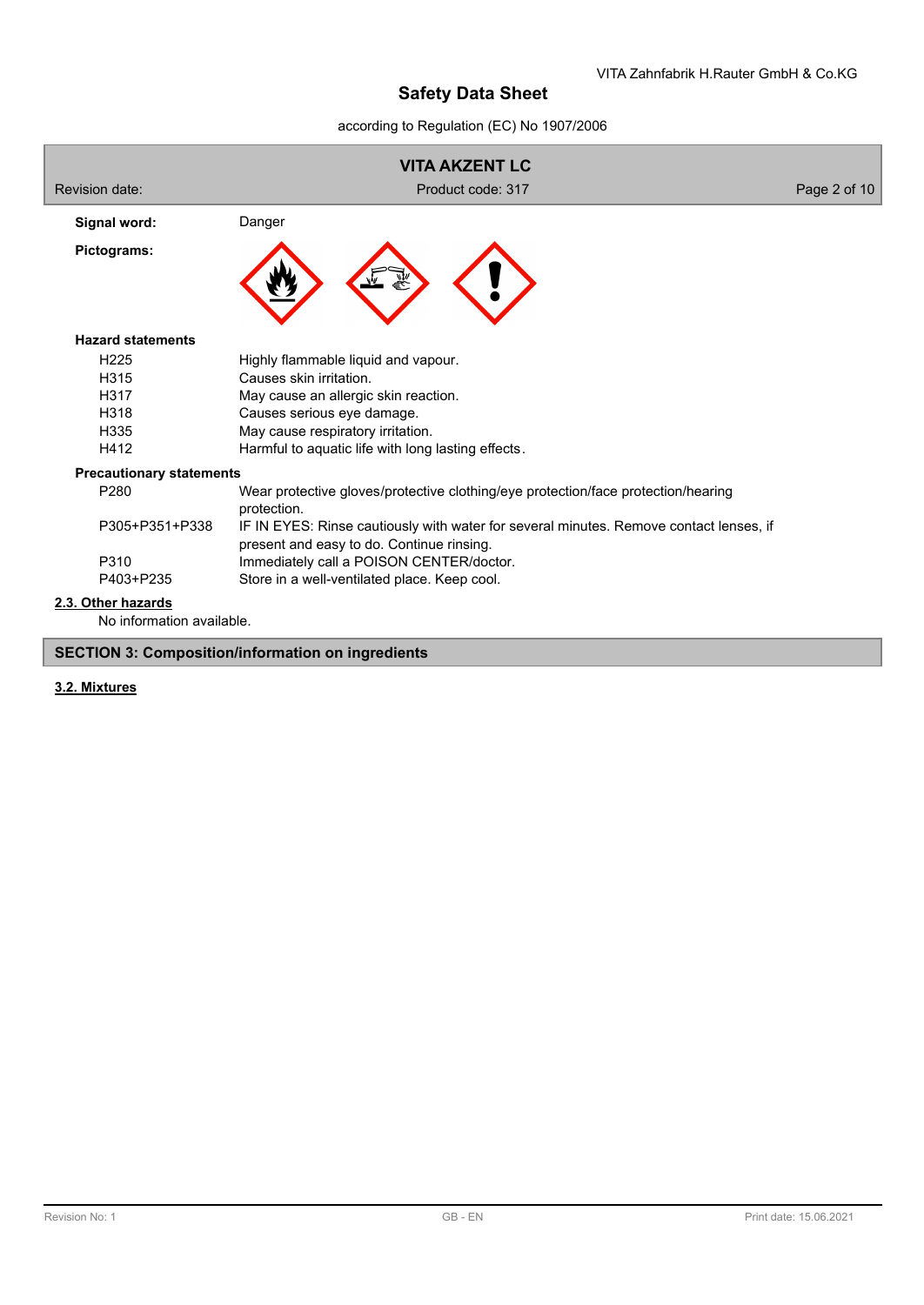**Signal word:** Danger

**Pictograms:**

**Hazard statements**

| | |
|---|---|
| H225 | Highly flammable liquid and vapour. |
| H315 | Causes skin irritation. |
| H317 | May cause an allergic skin reaction. |
| H318 | Causes serious eye damage. |
| H335 | May cause respiratory irritation. |
| H412 | Harmful to aquatic life with long lasting effects. |

**Precautionary statements**

| | |
|---|---|
| P280 | Wear protective gloves/protective clothing/eye protection/face protection/hearing protection. |
| P305+P351+P338 | IF IN EYES: Rinse cautiously with water for several minutes. Remove contact lenses, if present and easy to do. Continue rinsing. |
| P310 | Immediately call a POISON CENTER/doctor. |
| P403+P235 | Store in a well-ventilated place. Keep cool. |

### 2.3. Other hazards

No information available.

## SECTION 3: Composition/information on ingredients

### 3.2. Mixtures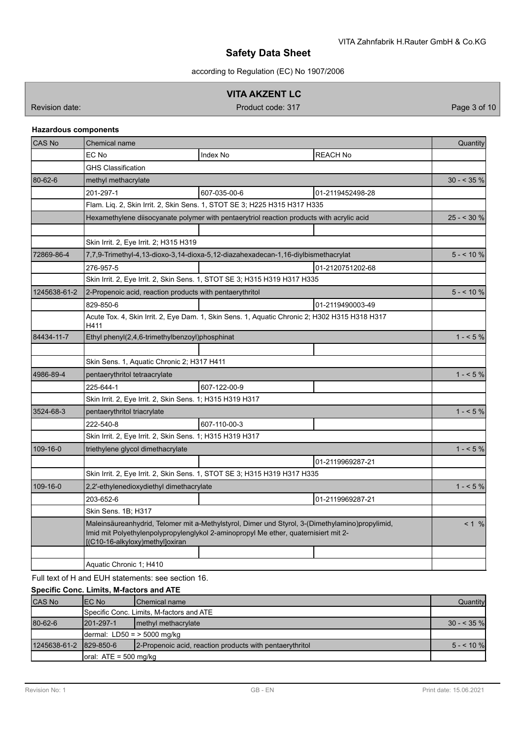**Hazardous components**

| CAS No | Chemical name | | | Quantity |
|---|---|---|---|---|
| | EC No | Index No | REACH No | |
| | GHS Classification | | | |
| 80-62-6 | methyl methacrylate | | | 30 - < 35 % |
| | 201-297-1 | 607-035-00-6 | 01-2119452498-28 | |
| | Flam. Liq. 2, Skin Irrit. 2, Skin Sens. 1, STOT SE 3; H225 H315 H317 H335 | | | |
| | Hexamethylene diisocyanate polymer with pentaerytriol reaction products with acrylic acid | | | 25 - < 30 % |
| | | | | |
| | Skin Irrit. 2, Eye Irrit. 2; H315 H319 | | | |
| 72869-86-4 | 7,7,9-Trimethyl-4,13-dioxo-3,14-dioxa-5,12-diazahexadecan-1,16-diylbismethacrylat | | | 5 - < 10 % |
| | 276-957-5 | | 01-2120751202-68 | |
| | Skin Irrit. 2, Eye Irrit. 2, Skin Sens. 1, STOT SE 3; H315 H319 H317 H335 | | | |
| 1245638-61-2 | 2-Propenoic acid, reaction products with pentaerythritol | | | 5 - < 10 % |
| | 829-850-6 | | 01-2119490003-49 | |
| | Acute Tox. 4, Skin Irrit. 2, Eye Dam. 1, Skin Sens. 1, Aquatic Chronic 2; H302 H315 H318 H317 H411 | | | |
| 84434-11-7 | Ethyl phenyl(2,4,6-trimethylbenzoyl)phosphinat | | | 1 - < 5 % |
| | | | | |
| | Skin Sens. 1, Aquatic Chronic 2; H317 H411 | | | |
| 4986-89-4 | pentaerythritol tetraacrylate | | | 1 - < 5 % |
| | 225-644-1 | 607-122-00-9 | | |
| | Skin Irrit. 2, Eye Irrit. 2, Skin Sens. 1; H315 H319 H317 | | | |
| 3524-68-3 | pentaerythritol triacrylate | | | 1 - < 5 % |
| | 222-540-8 | 607-110-00-3 | | |
| | Skin Irrit. 2, Eye Irrit. 2, Skin Sens. 1; H315 H319 H317 | | | |
| 109-16-0 | triethylene glycol dimethacrylate | | | 1 - < 5 % |
| | | | 01-2119969287-21 | |
| | Skin Irrit. 2, Eye Irrit. 2, Skin Sens. 1, STOT SE 3; H315 H319 H317 H335 | | | |
| 109-16-0 | 2,2'-ethylenedioxydiethyl dimethacrylate | | | 1 - < 5 % |
| | 203-652-6 | | 01-2119969287-21 | |
| | Skin Sens. 1B; H317 | | | |
| | Maleinsäureanhydrid, Telomer mit a-Methylstyrol, Dimer und Styrol, 3-(Dimethylamino)propylimid, Imid mit Polyethylenpolypropylenglykol 2-aminopropyl Me ether, quaternisiert mit 2-[(C10-16-alkyloxy)methyl]oxiran | | | < 1 % |
| | | | | |
| | Aquatic Chronic 1; H410 | | | |

Full text of H and EUH statements: see section 16.

**Specific Conc. Limits, M-factors and ATE**

| CAS No | EC No | Chemical name | Quantity |
|---|---|---|---|
| | Specific Conc. Limits, M-factors and ATE | | |
| 80-62-6 | 201-297-1 | methyl methacrylate | 30 - < 35 % |
| | dermal: LD50 = > 5000 mg/kg | | |
| 1245638-61-2 | 829-850-6 | 2-Propenoic acid, reaction products with pentaerythritol | 5 - < 10 % |
| | oral: ATE = 500 mg/kg | | |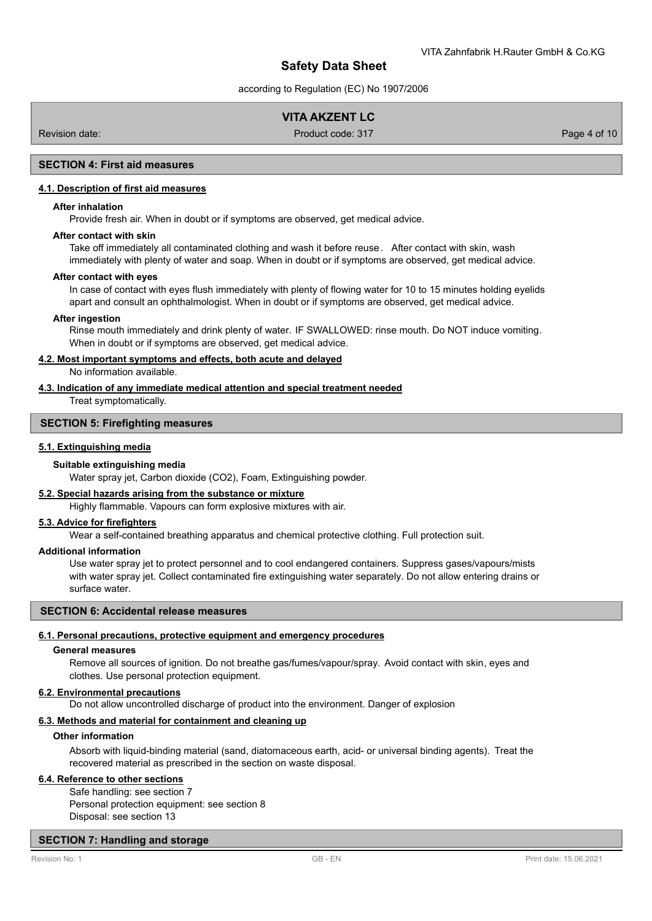## SECTION 4: First aid measures

### 4.1. Description of first aid measures

**After inhalation**

Provide fresh air. When in doubt or if symptoms are observed, get medical advice.

**After contact with skin**

Take off immediately all contaminated clothing and wash it before reuse. After contact with skin, wash immediately with plenty of water and soap. When in doubt or if symptoms are observed, get medical advice.

**After contact with eyes**

In case of contact with eyes flush immediately with plenty of flowing water for 10 to 15 minutes holding eyelids apart and consult an ophthalmologist. When in doubt or if symptoms are observed, get medical advice.

**After ingestion**

Rinse mouth immediately and drink plenty of water. IF SWALLOWED: rinse mouth. Do NOT induce vomiting. When in doubt or if symptoms are observed, get medical advice.

### 4.2. Most important symptoms and effects, both acute and delayed

No information available.

### 4.3. Indication of any immediate medical attention and special treatment needed

Treat symptomatically.

## SECTION 5: Firefighting measures

### 5.1. Extinguishing media

**Suitable extinguishing media**

Water spray jet, Carbon dioxide ($CO_2$), Foam, Extinguishing powder.

### 5.2. Special hazards arising from the substance or mixture

Highly flammable. Vapours can form explosive mixtures with air.

### 5.3. Advice for firefighters

Wear a self-contained breathing apparatus and chemical protective clothing. Full protection suit.

**Additional information**

Use water spray jet to protect personnel and to cool endangered containers. Suppress gases/vapours/mists with water spray jet. Collect contaminated fire extinguishing water separately. Do not allow entering drains or surface water.

## SECTION 6: Accidental release measures

### 6.1. Personal precautions, protective equipment and emergency procedures

**General measures**

Remove all sources of ignition. Do not breathe gas/fumes/vapour/spray. Avoid contact with skin, eyes and clothes. Use personal protection equipment.

### 6.2. Environmental precautions

Do not allow uncontrolled discharge of product into the environment. Danger of explosion

### 6.3. Methods and material for containment and cleaning up

**Other information**

Absorb with liquid-binding material (sand, diatomaceous earth, acid- or universal binding agents). Treat the recovered material as prescribed in the section on waste disposal.

### 6.4. Reference to other sections

Safe handling: see section 7
Personal protection equipment: see section 8
Disposal: see section 13

## SECTION 7: Handling and storage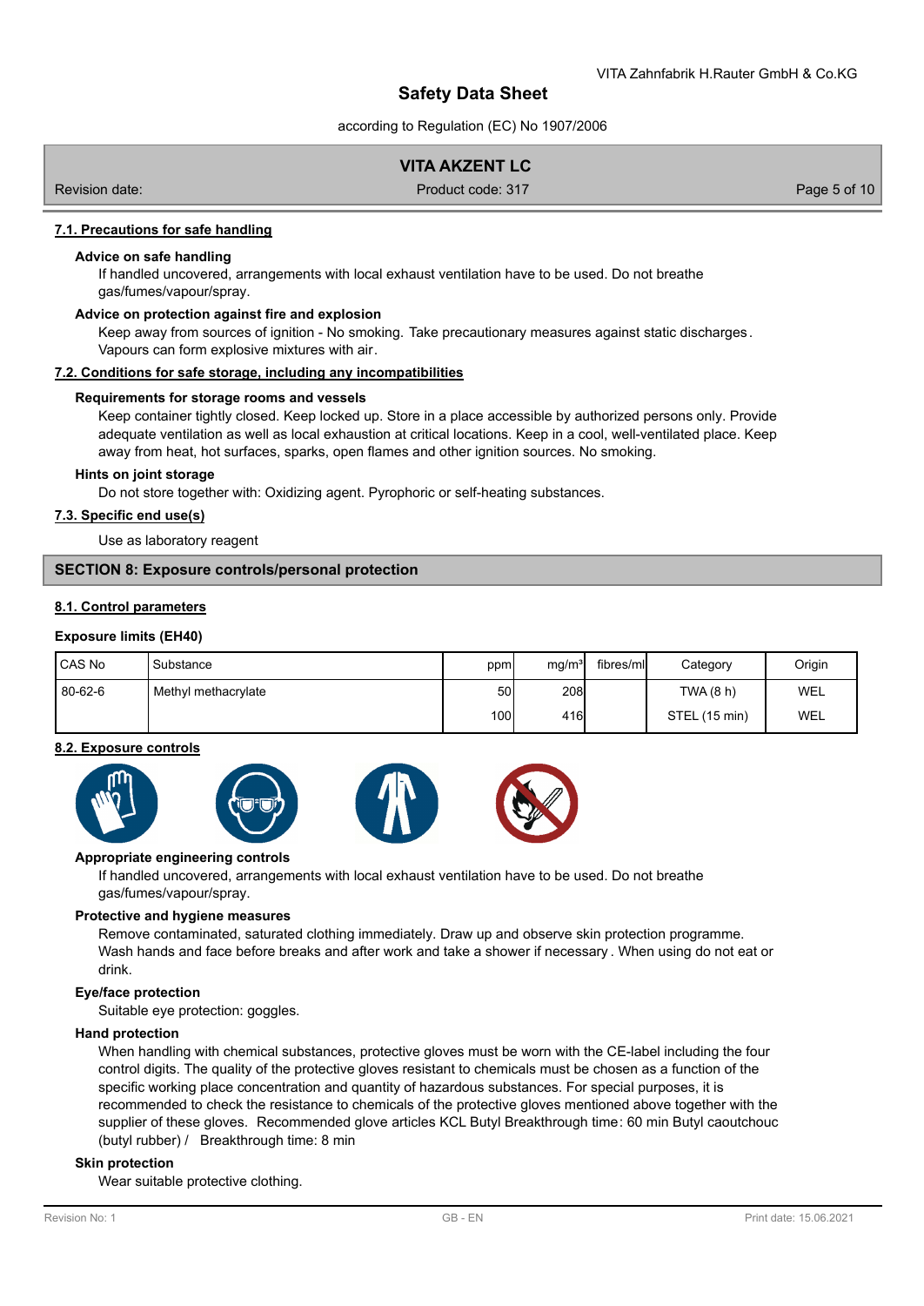### 7.1. Precautions for safe handling

**Advice on safe handling**

If handled uncovered, arrangements with local exhaust ventilation have to be used. Do not breathe gas/fumes/vapour/spray.

**Advice on protection against fire and explosion**

Keep away from sources of ignition - No smoking. Take precautionary measures against static discharges. Vapours can form explosive mixtures with air.

### 7.2. Conditions for safe storage, including any incompatibilities

**Requirements for storage rooms and vessels**

Keep container tightly closed. Keep locked up. Store in a place accessible by authorized persons only. Provide adequate ventilation as well as local exhaustion at critical locations. Keep in a cool, well-ventilated place. Keep away from heat, hot surfaces, sparks, open flames and other ignition sources. No smoking.

**Hints on joint storage**

Do not store together with: Oxidizing agent. Pyrophoric or self-heating substances.

### 7.3. Specific end use(s)

Use as laboratory reagent

## SECTION 8: Exposure controls/personal protection

### 8.1. Control parameters

**Exposure limits (EH40)**

| CAS No | Substance | ppm | mg/m³ | fibres/ml | Category | Origin |
|---|---|---|---|---|---|---|
| 80-62-6 | Methyl methacrylate | 50 | 208 | | TWA (8 h) | WEL |
| | | 100 | 416 | | STEL (15 min) | WEL |

### 8.2. Exposure controls

**Appropriate engineering controls**

If handled uncovered, arrangements with local exhaust ventilation have to be used. Do not breathe gas/fumes/vapour/spray.

**Protective and hygiene measures**

Remove contaminated, saturated clothing immediately. Draw up and observe skin protection programme. Wash hands and face before breaks and after work and take a shower if necessary. When using do not eat or drink.

**Eye/face protection**

Suitable eye protection: goggles.

**Hand protection**

When handling with chemical substances, protective gloves must be worn with the CE-label including the four control digits. The quality of the protective gloves resistant to chemicals must be chosen as a function of the specific working place concentration and quantity of hazardous substances. For special purposes, it is recommended to check the resistance to chemicals of the protective gloves mentioned above together with the supplier of these gloves. Recommended glove articles KCL Butyl Breakthrough time: 60 min Butyl caoutchouc (butyl rubber) / Breakthrough time: 8 min

**Skin protection**

Wear suitable protective clothing.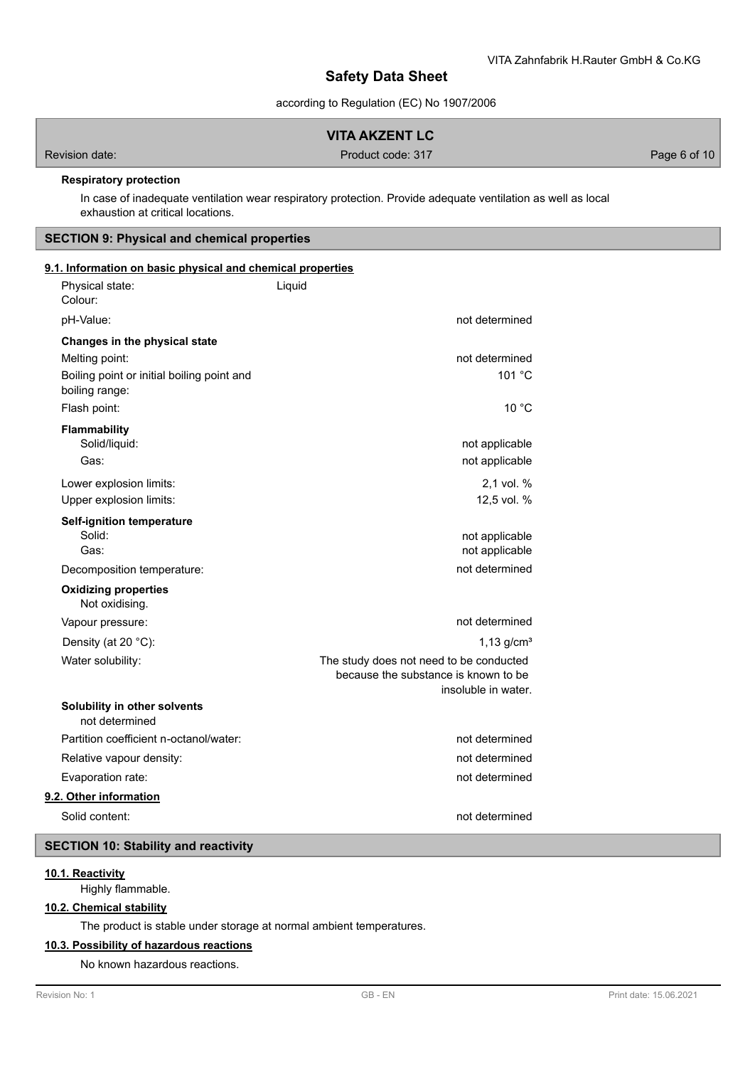**Respiratory protection**

In case of inadequate ventilation wear respiratory protection. Provide adequate ventilation as well as local exhaustion at critical locations.

## SECTION 9: Physical and chemical properties

### 9.1. Information on basic physical and chemical properties

| | |
|---|---|
| Physical state: | Liquid |
| Colour: | |
| pH-Value: | not determined |
| **Changes in the physical state** | |
| Melting point: | not determined |
| Boiling point or initial boiling point and boiling range: | 101 °C |
| Flash point: | 10 °C |
| **Flammability** | |
| Solid/liquid: | not applicable |
| Gas: | not applicable |
| Lower explosion limits: | 2,1 vol. % |
| Upper explosion limits: | 12,5 vol. % |
| **Self-ignition temperature** | |
| Solid: | not applicable |
| Gas: | not applicable |
| Decomposition temperature: | not determined |
| **Oxidizing properties** | |
| Not oxidising. | |
| Vapour pressure: | not determined |
| Density (at 20 °C): | 1,13 g/cm³ |
| Water solubility: | The study does not need to be conducted because the substance is known to be insoluble in water. |
| **Solubility in other solvents** | |
| not determined | |
| Partition coefficient n-octanol/water: | not determined |
| Relative vapour density: | not determined |
| Evaporation rate: | not determined |

### 9.2. Other information

| | |
|---|---|
| Solid content: | not determined |

## SECTION 10: Stability and reactivity

### 10.1. Reactivity

Highly flammable.

### 10.2. Chemical stability

The product is stable under storage at normal ambient temperatures.

### 10.3. Possibility of hazardous reactions

No known hazardous reactions.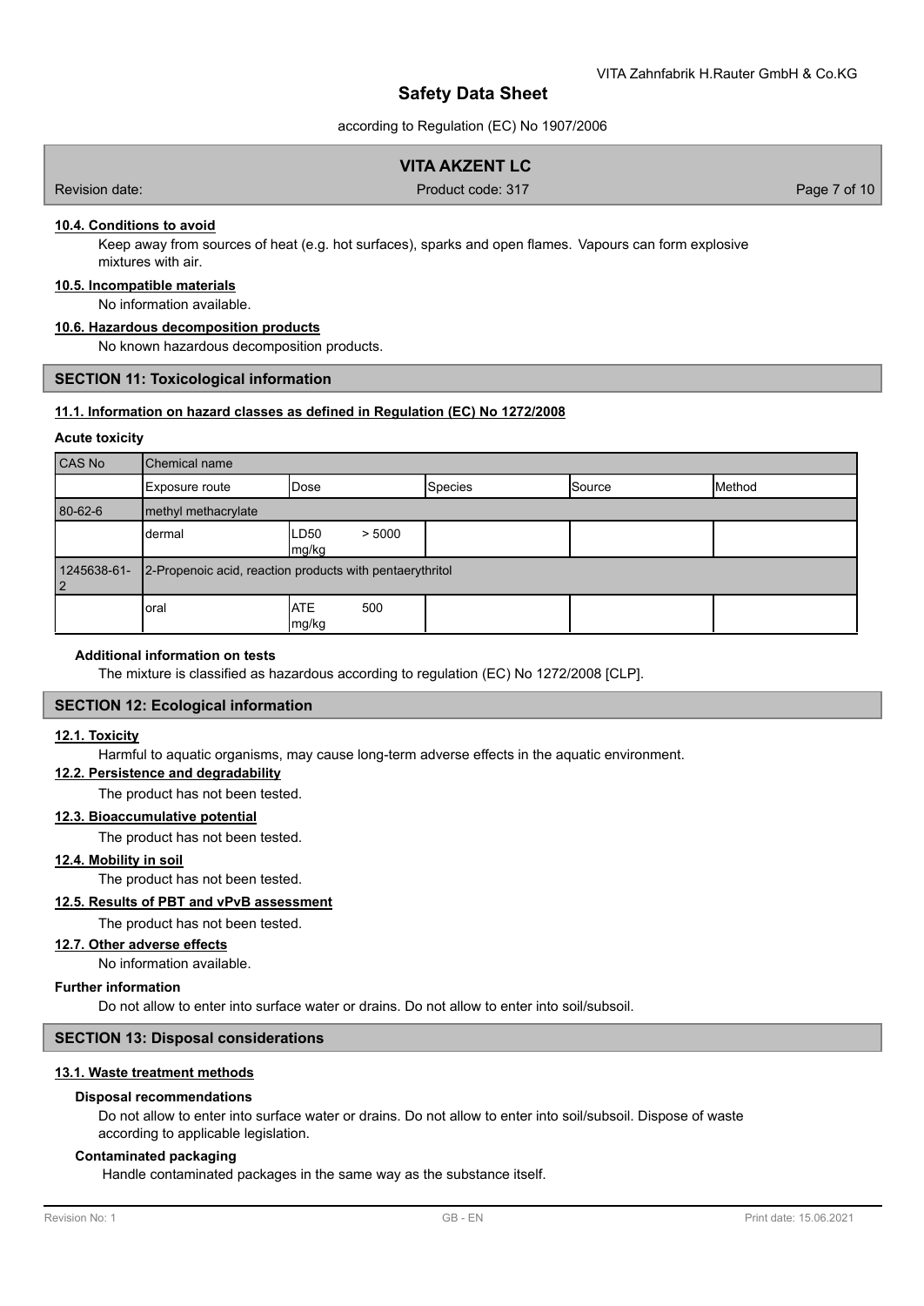#### 10.4. Conditions to avoid

Keep away from sources of heat (e.g. hot surfaces), sparks and open flames. Vapours can form explosive mixtures with air.

#### 10.5. Incompatible materials

No information available.

#### 10.6. Hazardous decomposition products

No known hazardous decomposition products.

## SECTION 11: Toxicological information

#### 11.1. Information on hazard classes as defined in Regulation (EC) No 1272/2008

**Acute toxicity**

| CAS No | Chemical name | | | | |
|---|---|---|---|---|---|
| | Exposure route | Dose | Species | Source | Method |
| 80-62-6 | methyl methacrylate | | | | |
| | dermal | LD50 > 5000 mg/kg | | | |
| 1245638-61-2 | 2-Propenoic acid, reaction products with pentaerythritol | | | | |
| | oral | ATE 500 mg/kg | | | |

**Additional information on tests**

The mixture is classified as hazardous according to regulation (EC) No 1272/2008 [CLP].

## SECTION 12: Ecological information

#### 12.1. Toxicity

Harmful to aquatic organisms, may cause long-term adverse effects in the aquatic environment.

#### 12.2. Persistence and degradability

The product has not been tested.

#### 12.3. Bioaccumulative potential

The product has not been tested.

#### 12.4. Mobility in soil

The product has not been tested.

#### 12.5. Results of PBT and vPvB assessment

The product has not been tested.

#### 12.7. Other adverse effects

No information available.

**Further information**

Do not allow to enter into surface water or drains. Do not allow to enter into soil/subsoil.

## SECTION 13: Disposal considerations

#### 13.1. Waste treatment methods

**Disposal recommendations**

Do not allow to enter into surface water or drains. Do not allow to enter into soil/subsoil. Dispose of waste according to applicable legislation.

**Contaminated packaging**

Handle contaminated packages in the same way as the substance itself.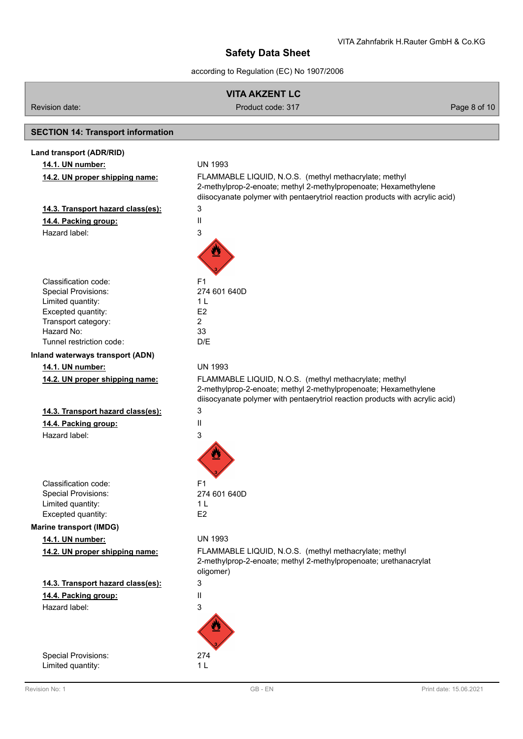## SECTION 14: Transport information

**Land transport (ADR/RID)**

| | |
|---|---|
| **14.1. UN number:** | UN 1993 |
| **14.2. UN proper shipping name:** | FLAMMABLE LIQUID, N.O.S. (methyl methacrylate; methyl 2-methylprop-2-enoate; methyl 2-methylpropenoate; Hexamethylene diisocyanate polymer with pentaerytriol reaction products with acrylic acid) |
| **14.3. Transport hazard class(es):** | 3 |
| **14.4. Packing group:** | II |
| Hazard label: | 3 |
| Classification code: | F1 |
| Special Provisions: | 274 601 640D |
| Limited quantity: | 1 L |
| Excepted quantity: | E2 |
| Transport category: | 2 |
| Hazard No: | 33 |
| Tunnel restriction code: | D/E |

**Inland waterways transport (ADN)**

| | |
|---|---|
| **14.1. UN number:** | UN 1993 |
| **14.2. UN proper shipping name:** | FLAMMABLE LIQUID, N.O.S. (methyl methacrylate; methyl 2-methylprop-2-enoate; methyl 2-methylpropenoate; Hexamethylene diisocyanate polymer with pentaerytriol reaction products with acrylic acid) |
| **14.3. Transport hazard class(es):** | 3 |
| **14.4. Packing group:** | II |
| Hazard label: | 3 |
| Classification code: | F1 |
| Special Provisions: | 274 601 640D |
| Limited quantity: | 1 L |
| Excepted quantity: | E2 |

**Marine transport (IMDG)**

| | |
|---|---|
| **14.1. UN number:** | UN 1993 |
| **14.2. UN proper shipping name:** | FLAMMABLE LIQUID, N.O.S. (methyl methacrylate; methyl 2-methylprop-2-enoate; methyl 2-methylpropenoate; urethanacrylat oligomer) |
| **14.3. Transport hazard class(es):** | 3 |
| **14.4. Packing group:** | II |
| Hazard label: | 3 |
| Special Provisions: | 274 |
| Limited quantity: | 1 L |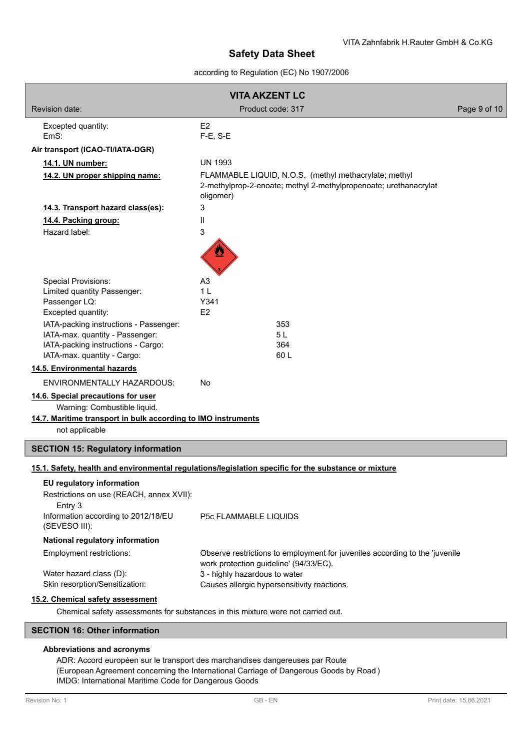| | |
|---|---|
| Excepted quantity: | E2 |
| EmS: | F-E, S-E |

**Air transport (ICAO-TI/IATA-DGR)**

| | |
|---|---|
| **14.1. UN number:** | UN 1993 |
| **14.2. UN proper shipping name:** | FLAMMABLE LIQUID, N.O.S. (methyl methacrylate; methyl 2-methylprop-2-enoate; methyl 2-methylpropenoate; urethanacrylat oligomer) |
| **14.3. Transport hazard class(es):** | 3 |
| **14.4. Packing group:** | II |
| Hazard label: | 3 |

| | |
|---|---|
| Special Provisions: | A3 |
| Limited quantity Passenger: | 1 L |
| Passenger LQ: | Y341 |
| Excepted quantity: | E2 |
| IATA-packing instructions - Passenger: | 353 |
| IATA-max. quantity - Passenger: | 5 L |
| IATA-packing instructions - Cargo: | 364 |
| IATA-max. quantity - Cargo: | 60 L |

**14.5. Environmental hazards**

ENVIRONMENTALLY HAZARDOUS: No

**14.6. Special precautions for user**

Warning: Combustible liquid.

**14.7. Maritime transport in bulk according to IMO instruments**

not applicable

## SECTION 15: Regulatory information

**15.1. Safety, health and environmental regulations/legislation specific for the substance or mixture**

**EU regulatory information**

Restrictions on use (REACH, annex XVII):
Entry 3

| | |
|---|---|
| Information according to 2012/18/EU (SEVESO III): | P5c FLAMMABLE LIQUIDS |

**National regulatory information**

| | |
|---|---|
| Employment restrictions: | Observe restrictions to employment for juveniles according to the 'juvenile work protection guideline' (94/33/EC). |
| Water hazard class (D): | 3 - highly hazardous to water |
| Skin resorption/Sensitization: | Causes allergic hypersensitivity reactions. |

**15.2. Chemical safety assessment**

Chemical safety assessments for substances in this mixture were not carried out.

## SECTION 16: Other information

**Abbreviations and acronyms**

ADR: Accord européen sur le transport des marchandises dangereuses par Route
(European Agreement concerning the International Carriage of Dangerous Goods by Road )
IMDG: International Maritime Code for Dangerous Goods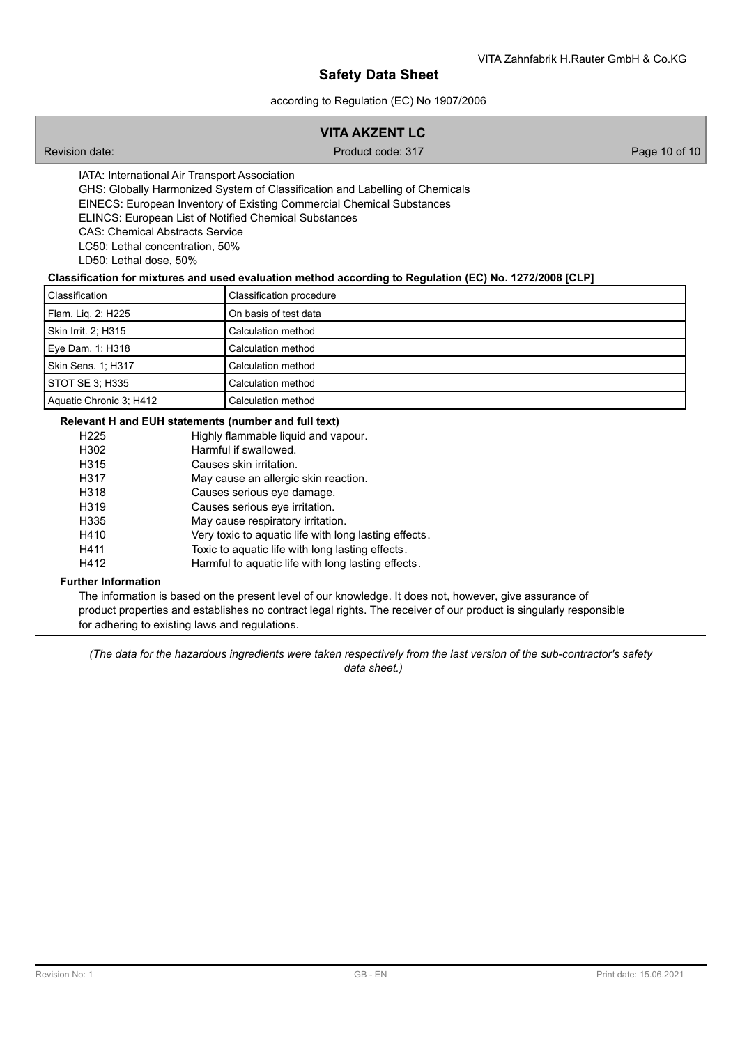IATA: International Air Transport Association
GHS: Globally Harmonized System of Classification and Labelling of Chemicals
EINECS: European Inventory of Existing Commercial Chemical Substances
ELINCS: European List of Notified Chemical Substances
CAS: Chemical Abstracts Service
LC50: Lethal concentration, 50%
LD50: Lethal dose, 50%

**Classification for mixtures and used evaluation method according to Regulation (EC) No. 1272/2008 [CLP]**

| Classification | Classification procedure |
|---|---|
| Flam. Liq. 2; H225 | On basis of test data |
| Skin Irrit. 2; H315 | Calculation method |
| Eye Dam. 1; H318 | Calculation method |
| Skin Sens. 1; H317 | Calculation method |
| STOT SE 3; H335 | Calculation method |
| Aquatic Chronic 3; H412 | Calculation method |

**Relevant H and EUH statements (number and full text)**

| | |
|---|---|
| H225 | Highly flammable liquid and vapour. |
| H302 | Harmful if swallowed. |
| H315 | Causes skin irritation. |
| H317 | May cause an allergic skin reaction. |
| H318 | Causes serious eye damage. |
| H319 | Causes serious eye irritation. |
| H335 | May cause respiratory irritation. |
| H410 | Very toxic to aquatic life with long lasting effects. |
| H411 | Toxic to aquatic life with long lasting effects. |
| H412 | Harmful to aquatic life with long lasting effects. |

**Further Information**

The information is based on the present level of our knowledge. It does not, however, give assurance of product properties and establishes no contract legal rights. The receiver of our product is singularly responsible for adhering to existing laws and regulations.

*(The data for the hazardous ingredients were taken respectively from the last version of the sub-contractor's safety data sheet.)*